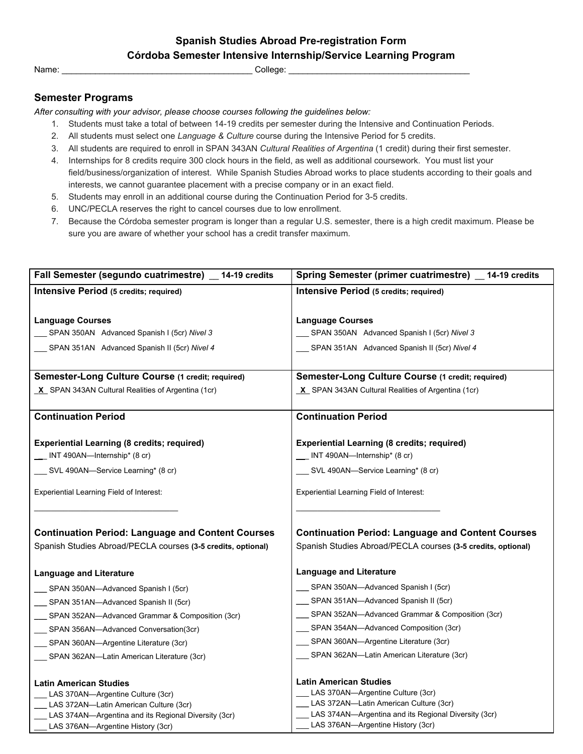# Spanish Studies Abroad Pre-registration Form

## Córdoba Semester Intensive Internship/Service Learning Program

Name: ________________________________________ College: ______________________________________

## Semester Programs

*After consulting with your advisor, please choose courses following the guidelines below:*

1. Students must take a total of between 14-19 credits per semester during the Intensive and Continuation Periods.
2. All students must select one *Language & Culture* course during the Intensive Period for 5 credits.
3. All students are required to enroll in SPAN 343AN *Cultural Realities of Argentina* (1 credit) during their first semester.
4. Internships for 8 credits require 300 clock hours in the field, as well as additional coursework. You must list your field/business/organization of interest. While Spanish Studies Abroad works to place students according to their goals and interests, we cannot guarantee placement with a precise company or in an exact field.
5. Students may enroll in an additional course during the Continuation Period for 3-5 credits.
6. UNC/PECLA reserves the right to cancel courses due to low enrollment.
7. Because the Córdoba semester program is longer than a regular U.S. semester, there is a high credit maximum. Please be sure you are aware of whether your school has a credit transfer maximum.

| **Fall Semester (segundo cuatrimestre)** __ **14-19 credits** | **Spring Semester (primer cuatrimestre)** __ **14-19 credits** |
|---|---|
| **Intensive Period (5 credits; required)** | **Intensive Period (5 credits; required)** |
| **Language Courses** | **Language Courses** |
| ___ SPAN 350AN Advanced Spanish I (5cr) *Nivel 3* | ___ SPAN 350AN Advanced Spanish I (5cr) *Nivel 3* |
| ___ SPAN 351AN Advanced Spanish II (5cr) *Nivel 4* | ___ SPAN 351AN Advanced Spanish II (5cr) *Nivel 4* |
| **Semester-Long Culture Course (1 credit; required)** | **Semester-Long Culture Course (1 credit; required)** |
| _X_ SPAN 343AN Cultural Realities of Argentina (1cr) | _X_ SPAN 343AN Cultural Realities of Argentina (1cr) |
| **Continuation Period** | **Continuation Period** |
| **Experiential Learning (8 credits; required)** | **Experiential Learning (8 credits; required)** |
| ___ INT 490AN—Internship* (8 cr) | ___ INT 490AN—Internship* (8 cr) |
| ___ SVL 490AN—Service Learning* (8 cr) | ___ SVL 490AN—Service Learning* (8 cr) |
| Experiential Learning Field of Interest: _________________________________ | Experiential Learning Field of Interest: _________________________________ |
| **Continuation Period: Language and Content Courses** | **Continuation Period: Language and Content Courses** |
| Spanish Studies Abroad/PECLA courses **(3-5 credits, optional)** | Spanish Studies Abroad/PECLA courses **(3-5 credits, optional)** |
| **Language and Literature** | **Language and Literature** |
| ___ SPAN 350AN—Advanced Spanish I (5cr) | ___ SPAN 350AN—Advanced Spanish I (5cr) |
| ___ SPAN 351AN—Advanced Spanish II (5cr) | ___ SPAN 351AN—Advanced Spanish II (5cr) |
| ___ SPAN 352AN—Advanced Grammar & Composition (3cr) | ___ SPAN 352AN—Advanced Grammar & Composition (3cr) |
| ___ SPAN 356AN—Advanced Conversation(3cr) | ___ SPAN 354AN—Advanced Composition (3cr) |
| ___ SPAN 360AN—Argentine Literature (3cr) | ___ SPAN 360AN—Argentine Literature (3cr) |
| ___ SPAN 362AN—Latin American Literature (3cr) | ___ SPAN 362AN—Latin American Literature (3cr) |
| **Latin American Studies** | **Latin American Studies** |
| ___ LAS 370AN—Argentine Culture (3cr) | ___ LAS 370AN—Argentine Culture (3cr) |
| ___ LAS 372AN—Latin American Culture (3cr) | ___ LAS 372AN—Latin American Culture (3cr) |
| ___ LAS 374AN—Argentina and its Regional Diversity (3cr) | ___ LAS 374AN—Argentina and its Regional Diversity (3cr) |
| ___ LAS 376AN—Argentine History (3cr) | ___ LAS 376AN—Argentine History (3cr) |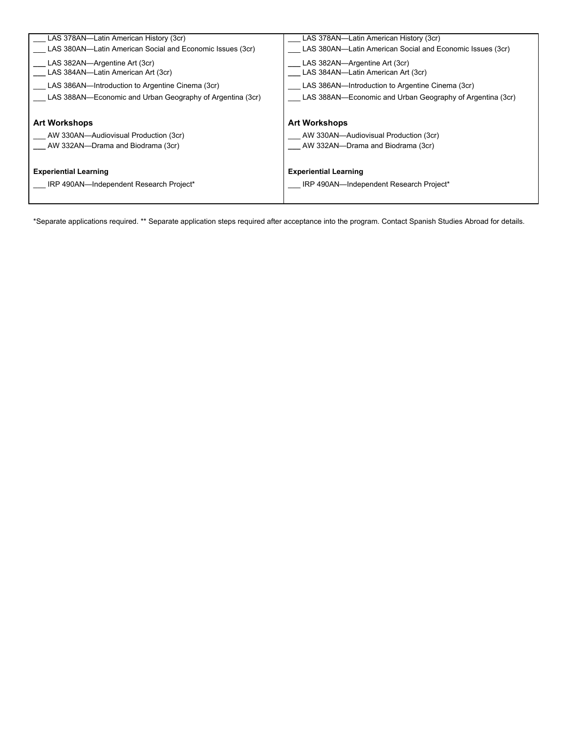| | |
|---|---|
| ___ LAS 378AN—Latin American History (3cr) | ___ LAS 378AN—Latin American History (3cr) |
| ___ LAS 380AN—Latin American Social and Economic Issues (3cr) | ___ LAS 380AN—Latin American Social and Economic Issues (3cr) |
| ___ LAS 382AN—Argentine Art (3cr) | ___ LAS 382AN—Argentine Art (3cr) |
| ___ LAS 384AN—Latin American Art (3cr) | ___ LAS 384AN—Latin American Art (3cr) |
| ___ LAS 386AN—Introduction to Argentine Cinema (3cr) | ___ LAS 386AN—Introduction to Argentine Cinema (3cr) |
| ___ LAS 388AN—Economic and Urban Geography of Argentina (3cr) | ___ LAS 388AN—Economic and Urban Geography of Argentina (3cr) |
| **Art Workshops** | **Art Workshops** |
| ___ AW 330AN—Audiovisual Production (3cr) | ___ AW 330AN—Audiovisual Production (3cr) |
| ___ AW 332AN—Drama and Biodrama (3cr) | ___ AW 332AN—Drama and Biodrama (3cr) |
| **Experiential Learning** | **Experiential Learning** |
| ___ IRP 490AN—Independent Research Project* | ___ IRP 490AN—Independent Research Project* |

*Separate applications required. ** Separate application steps required after acceptance into the program. Contact Spanish Studies Abroad for details.